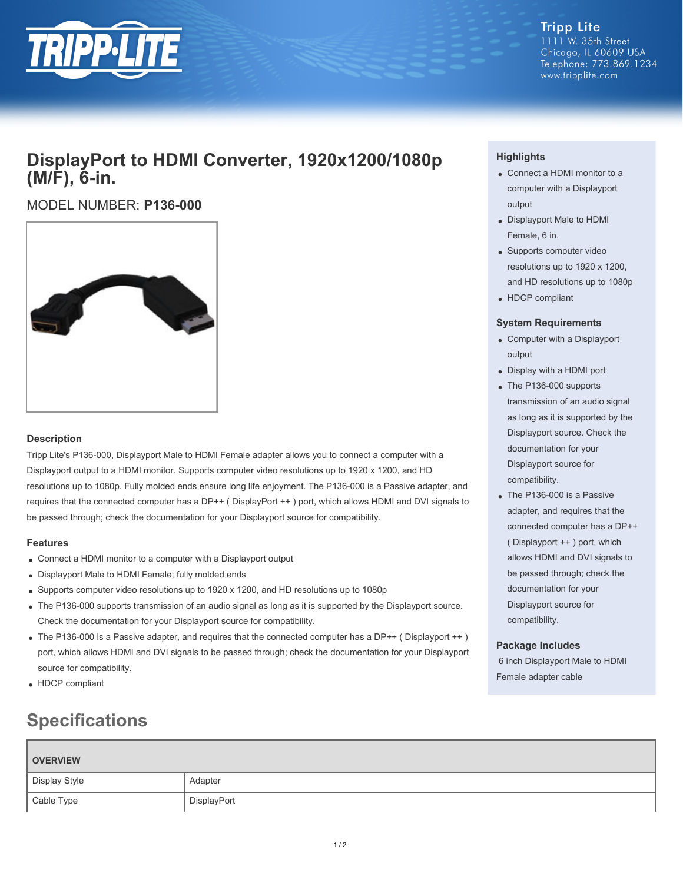Tripp Lite
1111 W. 35th Street
Chicago, IL 60609 USA
Telephone: 773.869.1234
www.tripplite.com

# DisplayPort to HDMI Converter, 1920x1200/1080p (M/F), 6-in.

MODEL NUMBER: **P136-000**

### Description

Tripp Lite's P136-000, Displayport Male to HDMI Female adapter allows you to connect a computer with a Displayport output to a HDMI monitor. Supports computer video resolutions up to 1920 x 1200, and HD resolutions up to 1080p. Fully molded ends ensure long life enjoyment. The P136-000 is a Passive adapter, and requires that the connected computer has a DP++ ( DisplayPort ++ ) port, which allows HDMI and DVI signals to be passed through; check the documentation for your Displayport source for compatibility.

### Features

- Connect a HDMI monitor to a computer with a Displayport output
- Displayport Male to HDMI Female; fully molded ends
- Supports computer video resolutions up to 1920 x 1200, and HD resolutions up to 1080p
- The P136-000 supports transmission of an audio signal as long as it is supported by the Displayport source. Check the documentation for your Displayport source for compatibility.
- The P136-000 is a Passive adapter, and requires that the connected computer has a DP++ ( Displayport ++ ) port, which allows HDMI and DVI signals to be passed through; check the documentation for your Displayport source for compatibility.
- HDCP compliant

### Highlights

- Connect a HDMI monitor to a computer with a Displayport output
- Displayport Male to HDMI Female, 6 in.
- Supports computer video resolutions up to 1920 x 1200, and HD resolutions up to 1080p
- HDCP compliant

### System Requirements

- Computer with a Displayport output
- Display with a HDMI port
- The P136-000 supports transmission of an audio signal as long as it is supported by the Displayport source. Check the documentation for your Displayport source for compatibility.
- The P136-000 is a Passive adapter, and requires that the connected computer has a DP++ ( Displayport ++ ) port, which allows HDMI and DVI signals to be passed through; check the documentation for your Displayport source for compatibility.

### Package Includes

6 inch Displayport Male to HDMI Female adapter cable

## Specifications

| OVERVIEW | |
|---|---|
| Display Style | Adapter |
| Cable Type | DisplayPort |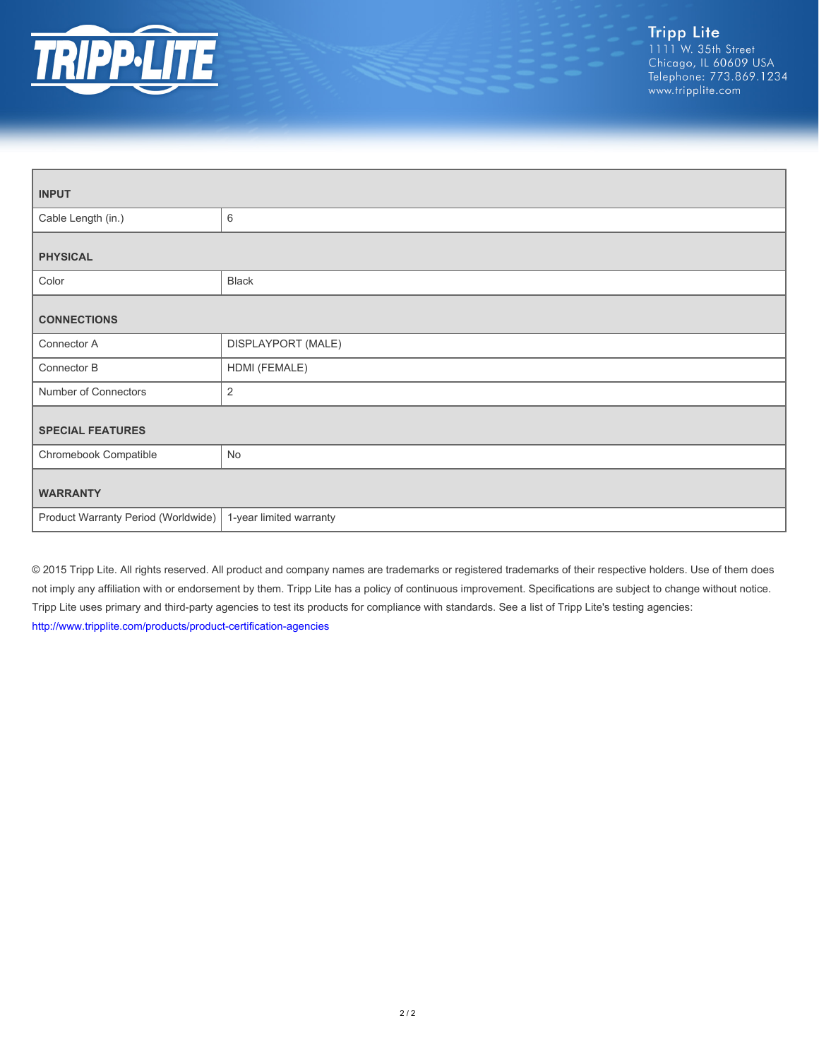| | |
|---|---|
| **INPUT** | |
| Cable Length (in.) | 6 |
| **PHYSICAL** | |
| Color | Black |
| **CONNECTIONS** | |
| Connector A | DISPLAYPORT (MALE) |
| Connector B | HDMI (FEMALE) |
| Number of Connectors | 2 |
| **SPECIAL FEATURES** | |
| Chromebook Compatible | No |
| **WARRANTY** | |
| Product Warranty Period (Worldwide) | 1-year limited warranty |

© 2015 Tripp Lite. All rights reserved. All product and company names are trademarks or registered trademarks of their respective holders. Use of them does not imply any affiliation with or endorsement by them. Tripp Lite has a policy of continuous improvement. Specifications are subject to change without notice. Tripp Lite uses primary and third-party agencies to test its products for compliance with standards. See a list of Tripp Lite's testing agencies: http://www.tripplite.com/products/product-certification-agencies